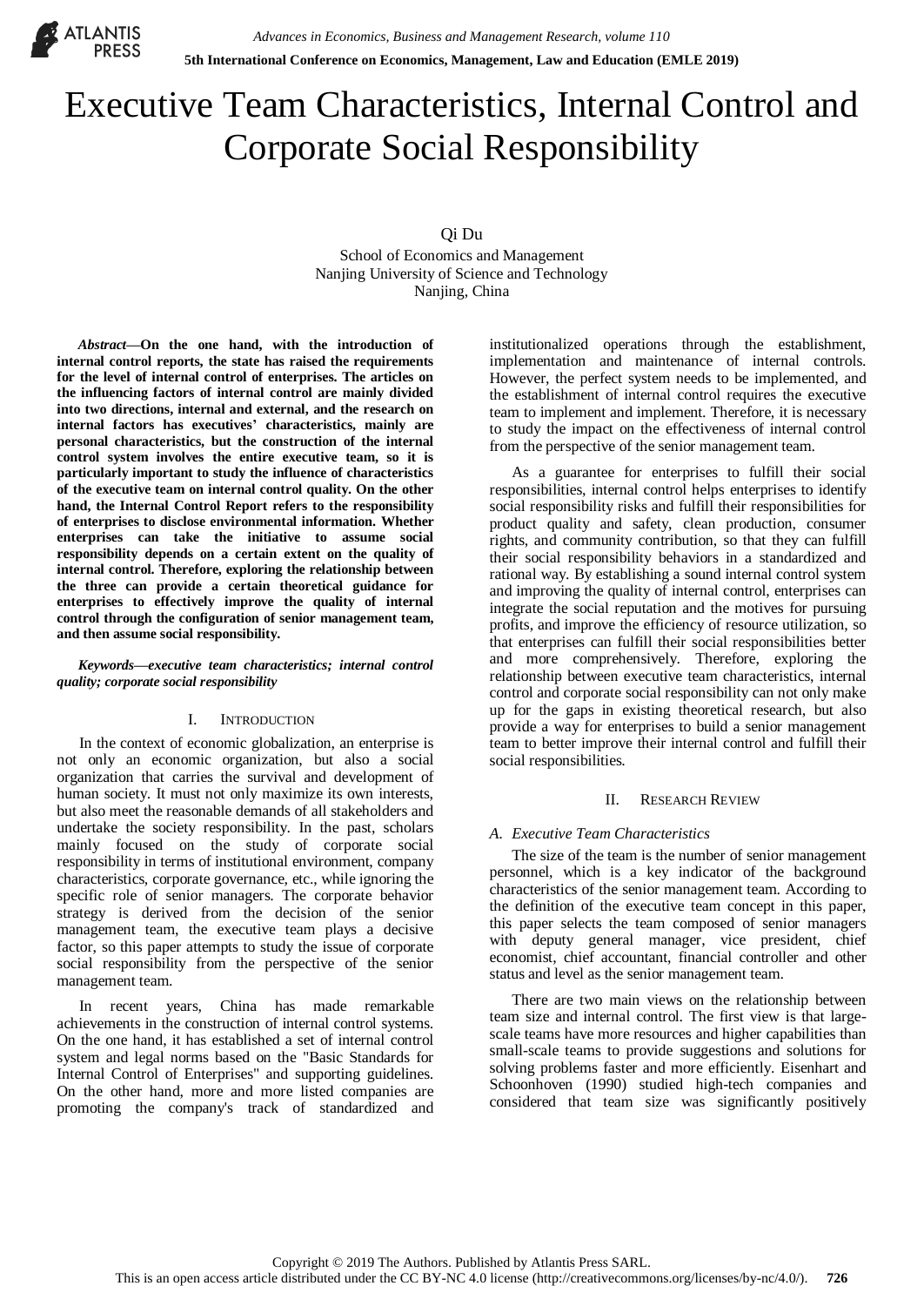# Executive Team Characteristics, Internal Control and Corporate Social Responsibility

Qi Du
School of Economics and Management
Nanjing University of Science and Technology
Nanjing, China

***Abstract*—On the one hand, with the introduction of internal control reports, the state has raised the requirements for the level of internal control of enterprises. The articles on the influencing factors of internal control are mainly divided into two directions, internal and external, and the research on internal factors has executives' characteristics, mainly are personal characteristics, but the construction of the internal control system involves the entire executive team, so it is particularly important to study the influence of characteristics of the executive team on internal control quality. On the other hand, the Internal Control Report refers to the responsibility of enterprises to disclose environmental information. Whether enterprises can take the initiative to assume social responsibility depends on a certain extent on the quality of internal control. Therefore, exploring the relationship between the three can provide a certain theoretical guidance for enterprises to effectively improve the quality of internal control through the configuration of senior management team, and then assume social responsibility.**

***Keywords—executive team characteristics; internal control quality; corporate social responsibility***

## I. Introduction

In the context of economic globalization, an enterprise is not only an economic organization, but also a social organization that carries the survival and development of human society. It must not only maximize its own interests, but also meet the reasonable demands of all stakeholders and undertake the society responsibility. In the past, scholars mainly focused on the study of corporate social responsibility in terms of institutional environment, company characteristics, corporate governance, etc., while ignoring the specific role of senior managers. The corporate behavior strategy is derived from the decision of the senior management team, the executive team plays a decisive factor, so this paper attempts to study the issue of corporate social responsibility from the perspective of the senior management team.

In recent years, China has made remarkable achievements in the construction of internal control systems. On the one hand, it has established a set of internal control system and legal norms based on the "Basic Standards for Internal Control of Enterprises" and supporting guidelines. On the other hand, more and more listed companies are promoting the company's track of standardized and institutionalized operations through the establishment, implementation and maintenance of internal controls. However, the perfect system needs to be implemented, and the establishment of internal control requires the executive team to implement and implement. Therefore, it is necessary to study the impact on the effectiveness of internal control from the perspective of the senior management team.

As a guarantee for enterprises to fulfill their social responsibilities, internal control helps enterprises to identify social responsibility risks and fulfill their responsibilities for product quality and safety, clean production, consumer rights, and community contribution, so that they can fulfill their social responsibility behaviors in a standardized and rational way. By establishing a sound internal control system and improving the quality of internal control, enterprises can integrate the social reputation and the motives for pursuing profits, and improve the efficiency of resource utilization, so that enterprises can fulfill their social responsibilities better and more comprehensively. Therefore, exploring the relationship between executive team characteristics, internal control and corporate social responsibility can not only make up for the gaps in existing theoretical research, but also provide a way for enterprises to build a senior management team to better improve their internal control and fulfill their social responsibilities.

## II. Research Review

### *A. Executive Team Characteristics*

The size of the team is the number of senior management personnel, which is a key indicator of the background characteristics of the senior management team. According to the definition of the executive team concept in this paper, this paper selects the team composed of senior managers with deputy general manager, vice president, chief economist, chief accountant, financial controller and other status and level as the senior management team.

There are two main views on the relationship between team size and internal control. The first view is that large-scale teams have more resources and higher capabilities than small-scale teams to provide suggestions and solutions for solving problems faster and more efficiently. Eisenhart and Schoonhoven (1990) studied high-tech companies and considered that team size was significantly positively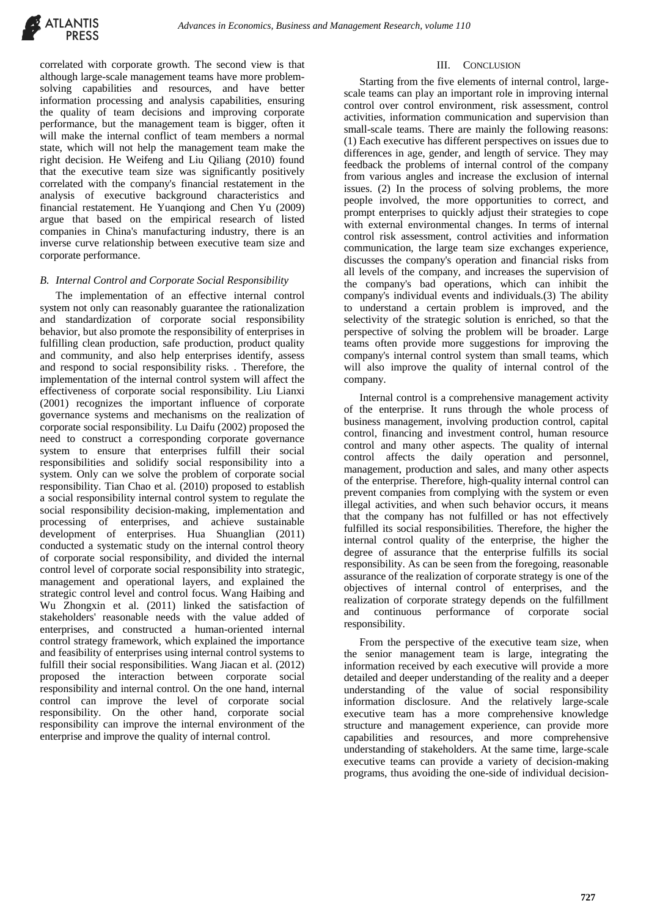correlated with corporate growth. The second view is that although large-scale management teams have more problem-solving capabilities and resources, and have better information processing and analysis capabilities, ensuring the quality of team decisions and improving corporate performance, but the management team is bigger, often it will make the internal conflict of team members a normal state, which will not help the management team make the right decision. He Weifeng and Liu Qiliang (2010) found that the executive team size was significantly positively correlated with the company's financial restatement in the analysis of executive background characteristics and financial restatement. He Yuanqiong and Chen Yu (2009) argue that based on the empirical research of listed companies in China's manufacturing industry, there is an inverse curve relationship between executive team size and corporate performance.

### *B. Internal Control and Corporate Social Responsibility*

The implementation of an effective internal control system not only can reasonably guarantee the rationalization and standardization of corporate social responsibility behavior, but also promote the responsibility of enterprises in fulfilling clean production, safe production, product quality and community, and also help enterprises identify, assess and respond to social responsibility risks. . Therefore, the implementation of the internal control system will affect the effectiveness of corporate social responsibility. Liu Lianxi (2001) recognizes the important influence of corporate governance systems and mechanisms on the realization of corporate social responsibility. Lu Daifu (2002) proposed the need to construct a corresponding corporate governance system to ensure that enterprises fulfill their social responsibilities and solidify social responsibility into a system. Only can we solve the problem of corporate social responsibility. Tian Chao et al. (2010) proposed to establish a social responsibility internal control system to regulate the social responsibility decision-making, implementation and processing of enterprises, and achieve sustainable development of enterprises. Hua Shuanglian (2011) conducted a systematic study on the internal control theory of corporate social responsibility, and divided the internal control level of corporate social responsibility into strategic, management and operational layers, and explained the strategic control level and control focus. Wang Haibing and Wu Zhongxin et al. (2011) linked the satisfaction of stakeholders' reasonable needs with the value added of enterprises, and constructed a human-oriented internal control strategy framework, which explained the importance and feasibility of enterprises using internal control systems to fulfill their social responsibilities. Wang Jiacan et al. (2012) proposed the interaction between corporate social responsibility and internal control. On the one hand, internal control can improve the level of corporate social responsibility. On the other hand, corporate social responsibility can improve the internal environment of the enterprise and improve the quality of internal control.

## III. Conclusion

Starting from the five elements of internal control, large-scale teams can play an important role in improving internal control over control environment, risk assessment, control activities, information communication and supervision than small-scale teams. There are mainly the following reasons: (1) Each executive has different perspectives on issues due to differences in age, gender, and length of service. They may feedback the problems of internal control of the company from various angles and increase the exclusion of internal issues. (2) In the process of solving problems, the more people involved, the more opportunities to correct, and prompt enterprises to quickly adjust their strategies to cope with external environmental changes. In terms of internal control risk assessment, control activities and information communication, the large team size exchanges experience, discusses the company's operation and financial risks from all levels of the company, and increases the supervision of the company's bad operations, which can inhibit the company's individual events and individuals.(3) The ability to understand a certain problem is improved, and the selectivity of the strategic solution is enriched, so that the perspective of solving the problem will be broader. Large teams often provide more suggestions for improving the company's internal control system than small teams, which will also improve the quality of internal control of the company.

Internal control is a comprehensive management activity of the enterprise. It runs through the whole process of business management, involving production control, capital control, financing and investment control, human resource control and many other aspects. The quality of internal control affects the daily operation and personnel, management, production and sales, and many other aspects of the enterprise. Therefore, high-quality internal control can prevent companies from complying with the system or even illegal activities, and when such behavior occurs, it means that the company has not fulfilled or has not effectively fulfilled its social responsibilities. Therefore, the higher the internal control quality of the enterprise, the higher the degree of assurance that the enterprise fulfills its social responsibility. As can be seen from the foregoing, reasonable assurance of the realization of corporate strategy is one of the objectives of internal control of enterprises, and the realization of corporate strategy depends on the fulfillment and continuous performance of corporate social responsibility.

From the perspective of the executive team size, when the senior management team is large, integrating the information received by each executive will provide a more detailed and deeper understanding of the reality and a deeper understanding of the value of social responsibility information disclosure. And the relatively large-scale executive team has a more comprehensive knowledge structure and management experience, can provide more capabilities and resources, and more comprehensive understanding of stakeholders. At the same time, large-scale executive teams can provide a variety of decision-making programs, thus avoiding the one-side of individual decision-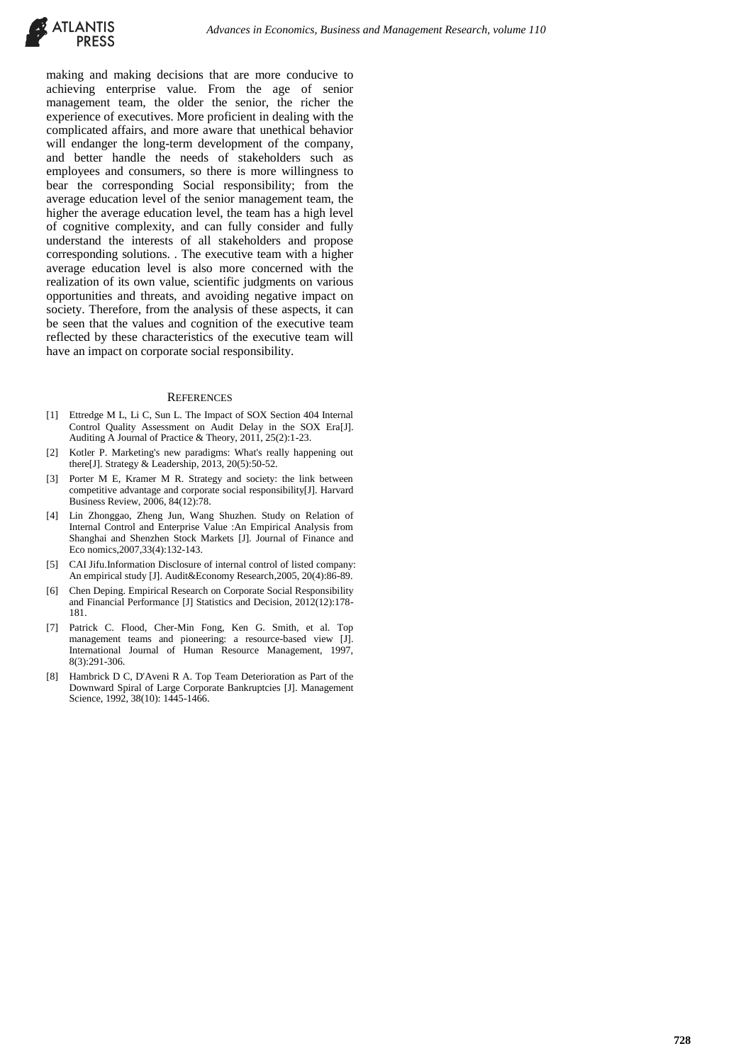making and making decisions that are more conducive to achieving enterprise value. From the age of senior management team, the older the senior, the richer the experience of executives. More proficient in dealing with the complicated affairs, and more aware that unethical behavior will endanger the long-term development of the company, and better handle the needs of stakeholders such as employees and consumers, so there is more willingness to bear the corresponding Social responsibility; from the average education level of the senior management team, the higher the average education level, the team has a high level of cognitive complexity, and can fully consider and fully understand the interests of all stakeholders and propose corresponding solutions. . The executive team with a higher average education level is also more concerned with the realization of its own value, scientific judgments on various opportunities and threats, and avoiding negative impact on society. Therefore, from the analysis of these aspects, it can be seen that the values and cognition of the executive team reflected by these characteristics of the executive team will have an impact on corporate social responsibility.

## REFERENCES

[1] Ettredge M L, Li C, Sun L. The Impact of SOX Section 404 Internal Control Quality Assessment on Audit Delay in the SOX Era[J]. Auditing A Journal of Practice & Theory, 2011, 25(2):1-23.

[2] Kotler P. Marketing's new paradigms: What's really happening out there[J]. Strategy & Leadership, 2013, 20(5):50-52.

[3] Porter M E, Kramer M R. Strategy and society: the link between competitive advantage and corporate social responsibility[J]. Harvard Business Review, 2006, 84(12):78.

[4] Lin Zhonggao, Zheng Jun, Wang Shuzhen. Study on Relation of Internal Control and Enterprise Value :An Empirical Analysis from Shanghai and Shenzhen Stock Markets [J]. Journal of Finance and Eco nomics,2007,33(4):132-143.

[5] CAI Jifu.Information Disclosure of internal control of listed company: An empirical study [J]. Audit&Economy Research,2005, 20(4):86-89.

[6] Chen Deping. Empirical Research on Corporate Social Responsibility and Financial Performance [J] Statistics and Decision, 2012(12):178-181.

[7] Patrick C. Flood, Cher-Min Fong, Ken G. Smith, et al. Top management teams and pioneering: a resource-based view [J]. International Journal of Human Resource Management, 1997, 8(3):291-306.

[8] Hambrick D C, D'Aveni R A. Top Team Deterioration as Part of the Downward Spiral of Large Corporate Bankruptcies [J]. Management Science, 1992, 38(10): 1445-1466.